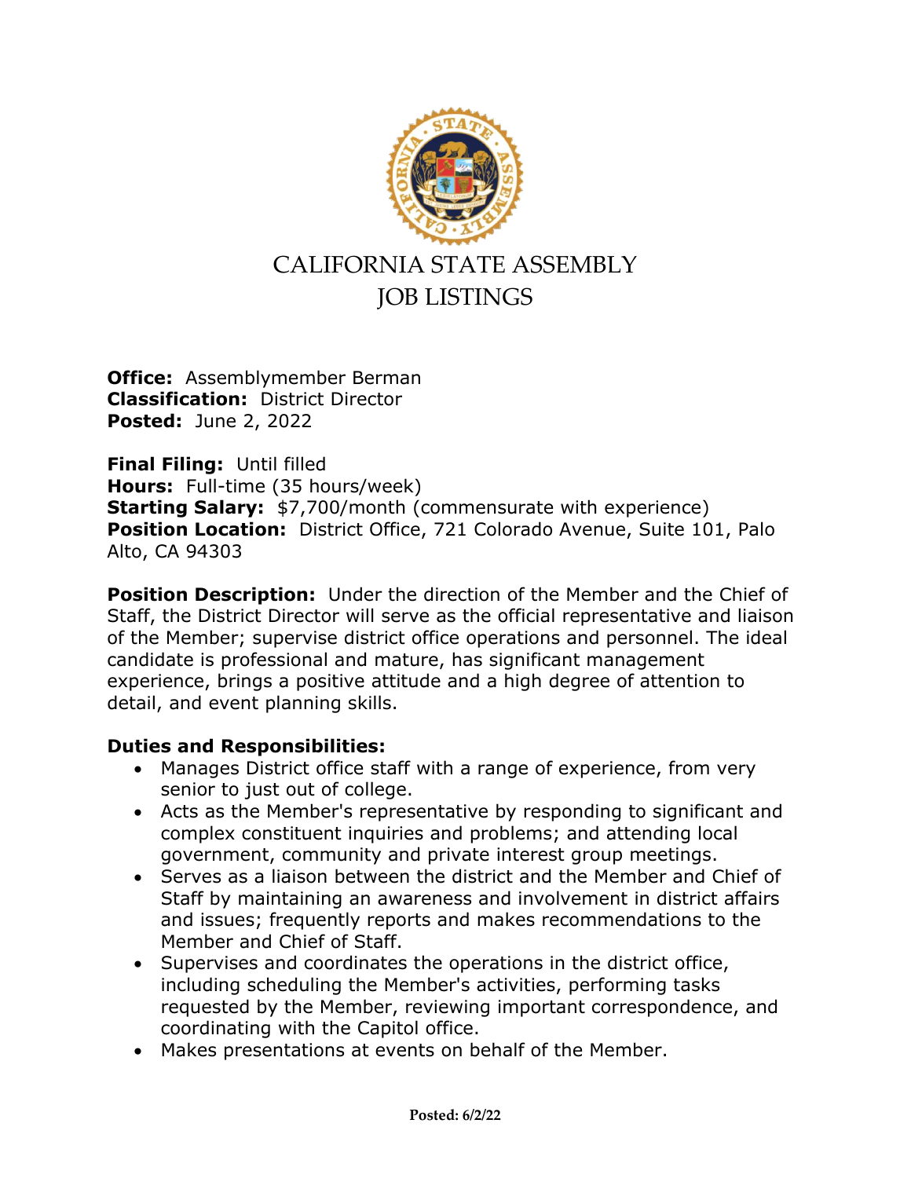# CALIFORNIA STATE ASSEMBLY
# JOB LISTINGS

**Office:** Assemblymember Berman
**Classification:** District Director
**Posted:** June 2, 2022

**Final Filing:** Until filled
**Hours:** Full-time (35 hours/week)
**Starting Salary:** $7,700/month (commensurate with experience)
**Position Location:** District Office, 721 Colorado Avenue, Suite 101, Palo Alto, CA 94303

**Position Description:** Under the direction of the Member and the Chief of Staff, the District Director will serve as the official representative and liaison of the Member; supervise district office operations and personnel. The ideal candidate is professional and mature, has significant management experience, brings a positive attitude and a high degree of attention to detail, and event planning skills.

**Duties and Responsibilities:**

- Manages District office staff with a range of experience, from very senior to just out of college.
- Acts as the Member's representative by responding to significant and complex constituent inquiries and problems; and attending local government, community and private interest group meetings.
- Serves as a liaison between the district and the Member and Chief of Staff by maintaining an awareness and involvement in district affairs and issues; frequently reports and makes recommendations to the Member and Chief of Staff.
- Supervises and coordinates the operations in the district office, including scheduling the Member's activities, performing tasks requested by the Member, reviewing important correspondence, and coordinating with the Capitol office.
- Makes presentations at events on behalf of the Member.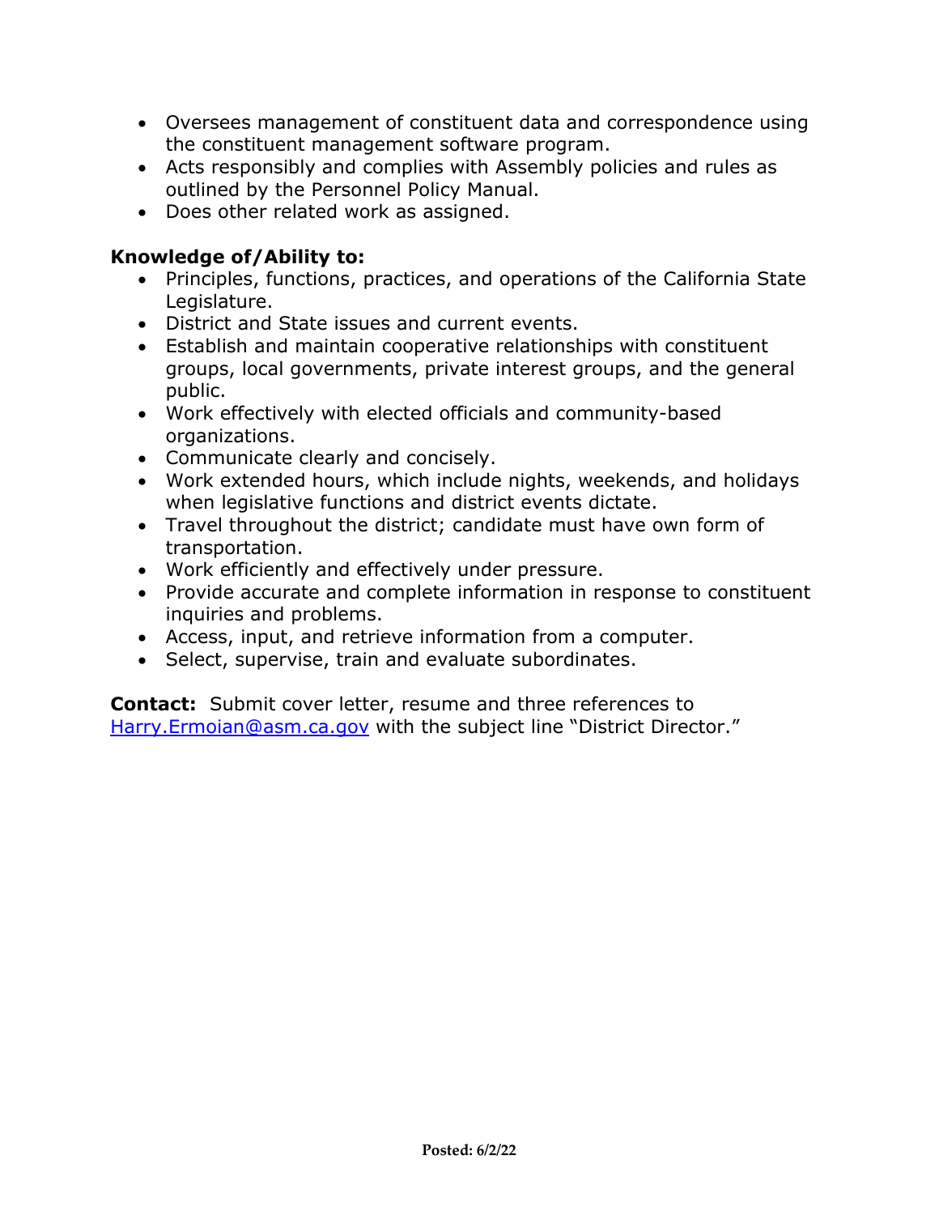- Oversees management of constituent data and correspondence using the constituent management software program.
- Acts responsibly and complies with Assembly policies and rules as outlined by the Personnel Policy Manual.
- Does other related work as assigned.

**Knowledge of/Ability to:**

- Principles, functions, practices, and operations of the California State Legislature.
- District and State issues and current events.
- Establish and maintain cooperative relationships with constituent groups, local governments, private interest groups, and the general public.
- Work effectively with elected officials and community-based organizations.
- Communicate clearly and concisely.
- Work extended hours, which include nights, weekends, and holidays when legislative functions and district events dictate.
- Travel throughout the district; candidate must have own form of transportation.
- Work efficiently and effectively under pressure.
- Provide accurate and complete information in response to constituent inquiries and problems.
- Access, input, and retrieve information from a computer.
- Select, supervise, train and evaluate subordinates.

**Contact:** Submit cover letter, resume and three references to [Harry.Ermoian@asm.ca.gov](mailto:Harry.Ermoian@asm.ca.gov) with the subject line "District Director."

**Posted: 6/2/22**